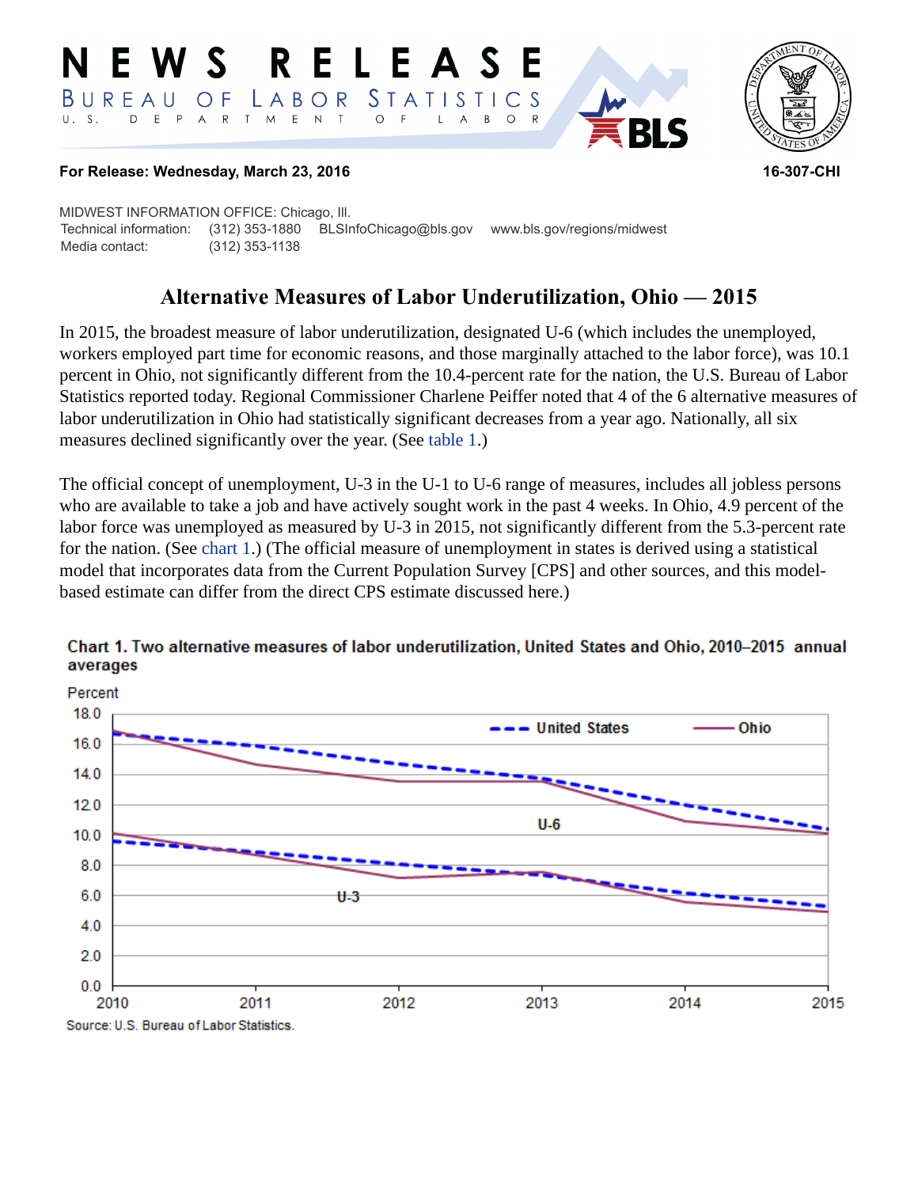# NEWS RELEASE

BUREAU OF LABOR STATISTICS
U.S. DEPARTMENT OF LABOR

**For Release: Wednesday, March 23, 2016** **16-307-CHI**

MIDWEST INFORMATION OFFICE: Chicago, Ill.
Technical information: (312) 353-1880 BLSInfoChicago@bls.gov www.bls.gov/regions/midwest
Media contact: (312) 353-1138

## Alternative Measures of Labor Underutilization, Ohio — 2015

In 2015, the broadest measure of labor underutilization, designated U-6 (which includes the unemployed, workers employed part time for economic reasons, and those marginally attached to the labor force), was 10.1 percent in Ohio, not significantly different from the 10.4-percent rate for the nation, the U.S. Bureau of Labor Statistics reported today. Regional Commissioner Charlene Peiffer noted that 4 of the 6 alternative measures of labor underutilization in Ohio had statistically significant decreases from a year ago. Nationally, all six measures declined significantly over the year. (See table 1.)

The official concept of unemployment, U-3 in the U-1 to U-6 range of measures, includes all jobless persons who are available to take a job and have actively sought work in the past 4 weeks. In Ohio, 4.9 percent of the labor force was unemployed as measured by U-3 in 2015, not significantly different from the 5.3-percent rate for the nation. (See chart 1.) (The official measure of unemployment in states is derived using a statistical model that incorporates data from the Current Population Survey [CPS] and other sources, and this model-based estimate can differ from the direct CPS estimate discussed here.)

**Chart 1. Two alternative measures of labor underutilization, United States and Ohio, 2010–2015 annual averages**

Source: U.S. Bureau of Labor Statistics.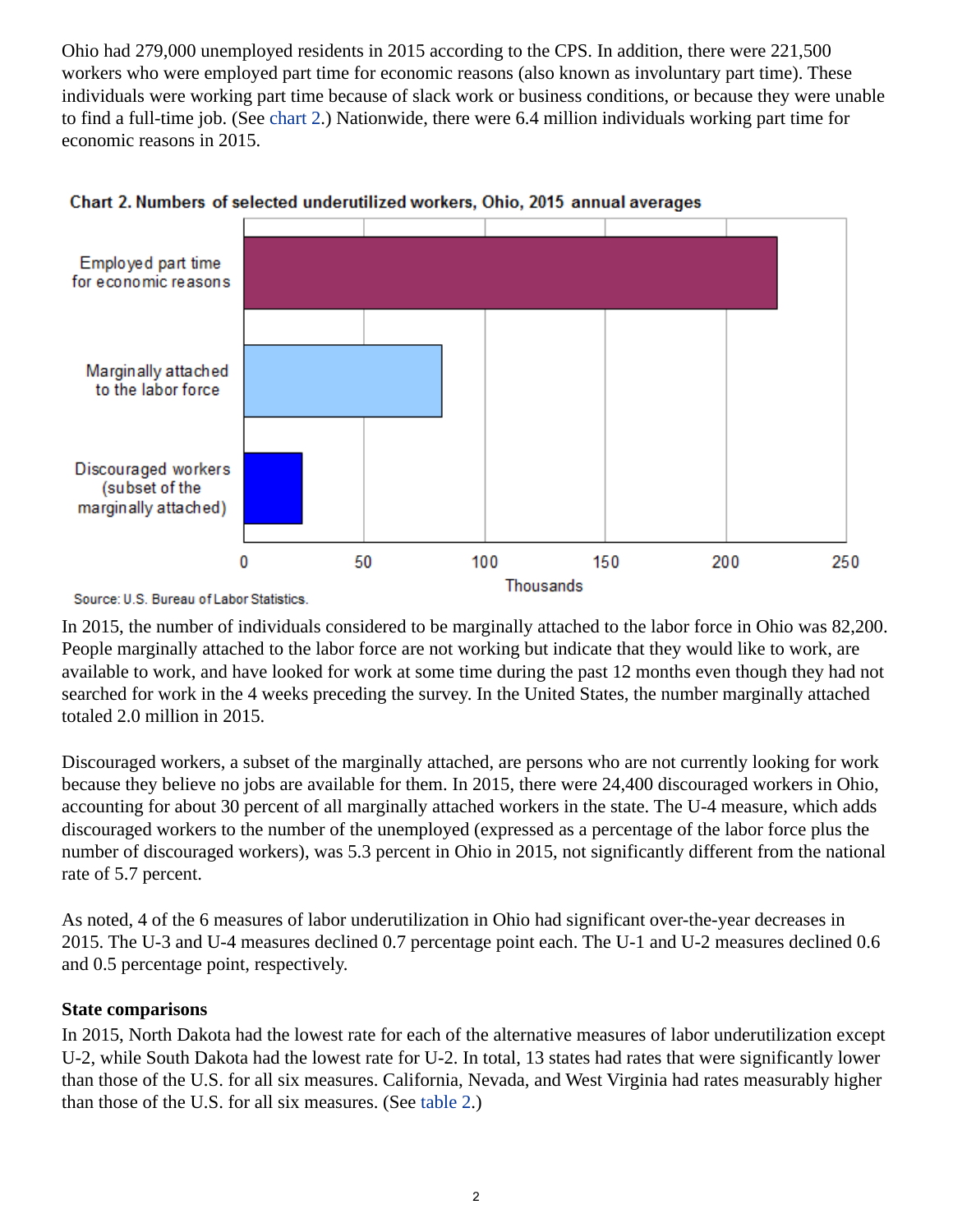Ohio had 279,000 unemployed residents in 2015 according to the CPS. In addition, there were 221,500 workers who were employed part time for economic reasons (also known as involuntary part time). These individuals were working part time because of slack work or business conditions, or because they were unable to find a full-time job. (See chart 2.) Nationwide, there were 6.4 million individuals working part time for economic reasons in 2015.

**Chart 2. Numbers of selected underutilized workers, Ohio, 2015 annual averages**

Source: U.S. Bureau of Labor Statistics.

In 2015, the number of individuals considered to be marginally attached to the labor force in Ohio was 82,200. People marginally attached to the labor force are not working but indicate that they would like to work, are available to work, and have looked for work at some time during the past 12 months even though they had not searched for work in the 4 weeks preceding the survey. In the United States, the number marginally attached totaled 2.0 million in 2015.

Discouraged workers, a subset of the marginally attached, are persons who are not currently looking for work because they believe no jobs are available for them. In 2015, there were 24,400 discouraged workers in Ohio, accounting for about 30 percent of all marginally attached workers in the state. The U-4 measure, which adds discouraged workers to the number of the unemployed (expressed as a percentage of the labor force plus the number of discouraged workers), was 5.3 percent in Ohio in 2015, not significantly different from the national rate of 5.7 percent.

As noted, 4 of the 6 measures of labor underutilization in Ohio had significant over-the-year decreases in 2015. The U-3 and U-4 measures declined 0.7 percentage point each. The U-1 and U-2 measures declined 0.6 and 0.5 percentage point, respectively.

**State comparisons**

In 2015, North Dakota had the lowest rate for each of the alternative measures of labor underutilization except U-2, while South Dakota had the lowest rate for U-2. In total, 13 states had rates that were significantly lower than those of the U.S. for all six measures. California, Nevada, and West Virginia had rates measurably higher than those of the U.S. for all six measures. (See table 2.)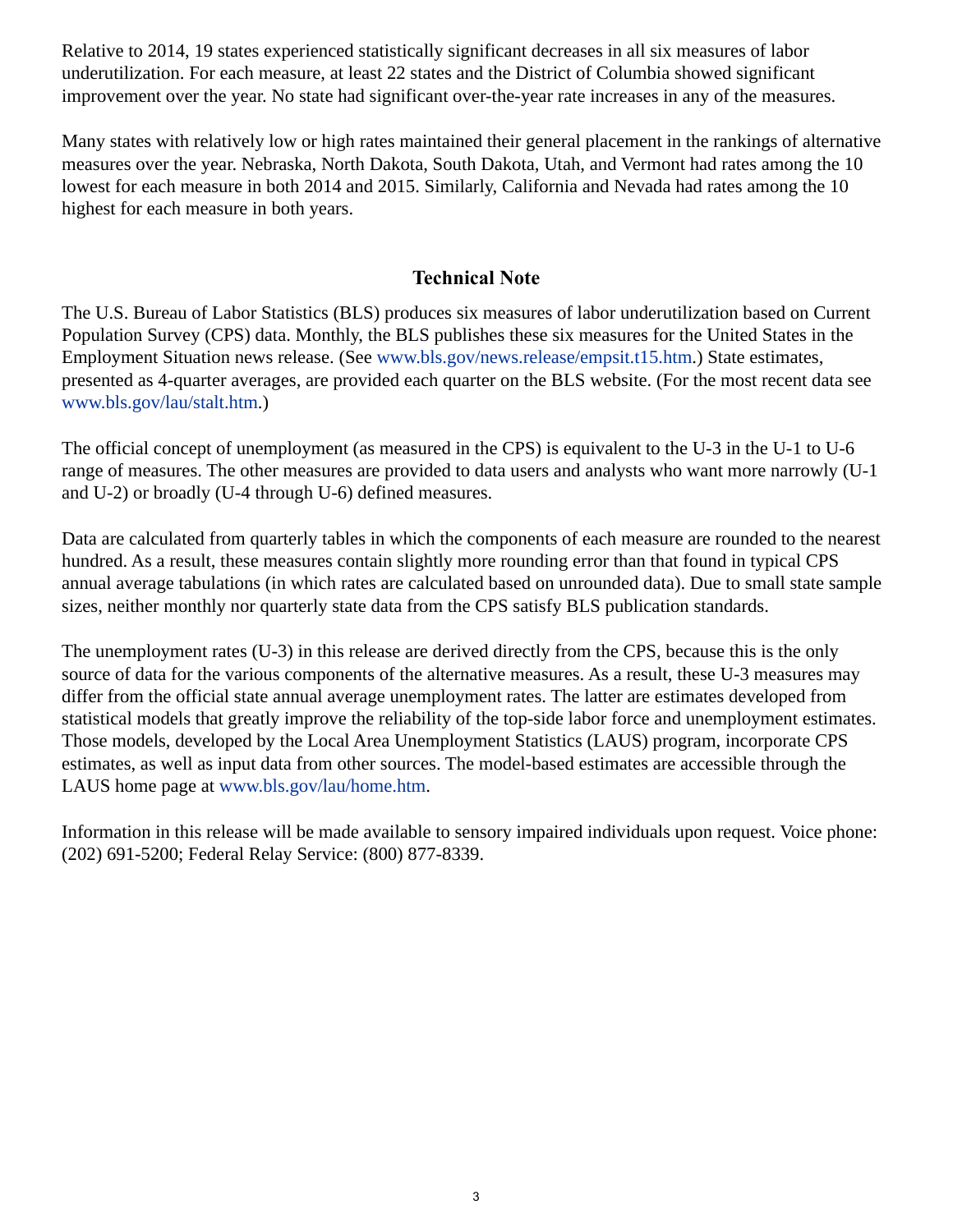Relative to 2014, 19 states experienced statistically significant decreases in all six measures of labor underutilization. For each measure, at least 22 states and the District of Columbia showed significant improvement over the year. No state had significant over-the-year rate increases in any of the measures.

Many states with relatively low or high rates maintained their general placement in the rankings of alternative measures over the year. Nebraska, North Dakota, South Dakota, Utah, and Vermont had rates among the 10 lowest for each measure in both 2014 and 2015. Similarly, California and Nevada had rates among the 10 highest for each measure in both years.

## Technical Note

The U.S. Bureau of Labor Statistics (BLS) produces six measures of labor underutilization based on Current Population Survey (CPS) data. Monthly, the BLS publishes these six measures for the United States in the Employment Situation news release. (See www.bls.gov/news.release/empsit.t15.htm.) State estimates, presented as 4-quarter averages, are provided each quarter on the BLS website. (For the most recent data see www.bls.gov/lau/stalt.htm.)

The official concept of unemployment (as measured in the CPS) is equivalent to the U-3 in the U-1 to U-6 range of measures. The other measures are provided to data users and analysts who want more narrowly (U-1 and U-2) or broadly (U-4 through U-6) defined measures.

Data are calculated from quarterly tables in which the components of each measure are rounded to the nearest hundred. As a result, these measures contain slightly more rounding error than that found in typical CPS annual average tabulations (in which rates are calculated based on unrounded data). Due to small state sample sizes, neither monthly nor quarterly state data from the CPS satisfy BLS publication standards.

The unemployment rates (U-3) in this release are derived directly from the CPS, because this is the only source of data for the various components of the alternative measures. As a result, these U-3 measures may differ from the official state annual average unemployment rates. The latter are estimates developed from statistical models that greatly improve the reliability of the top-side labor force and unemployment estimates. Those models, developed by the Local Area Unemployment Statistics (LAUS) program, incorporate CPS estimates, as well as input data from other sources. The model-based estimates are accessible through the LAUS home page at www.bls.gov/lau/home.htm.

Information in this release will be made available to sensory impaired individuals upon request. Voice phone: (202) 691-5200; Federal Relay Service: (800) 877-8339.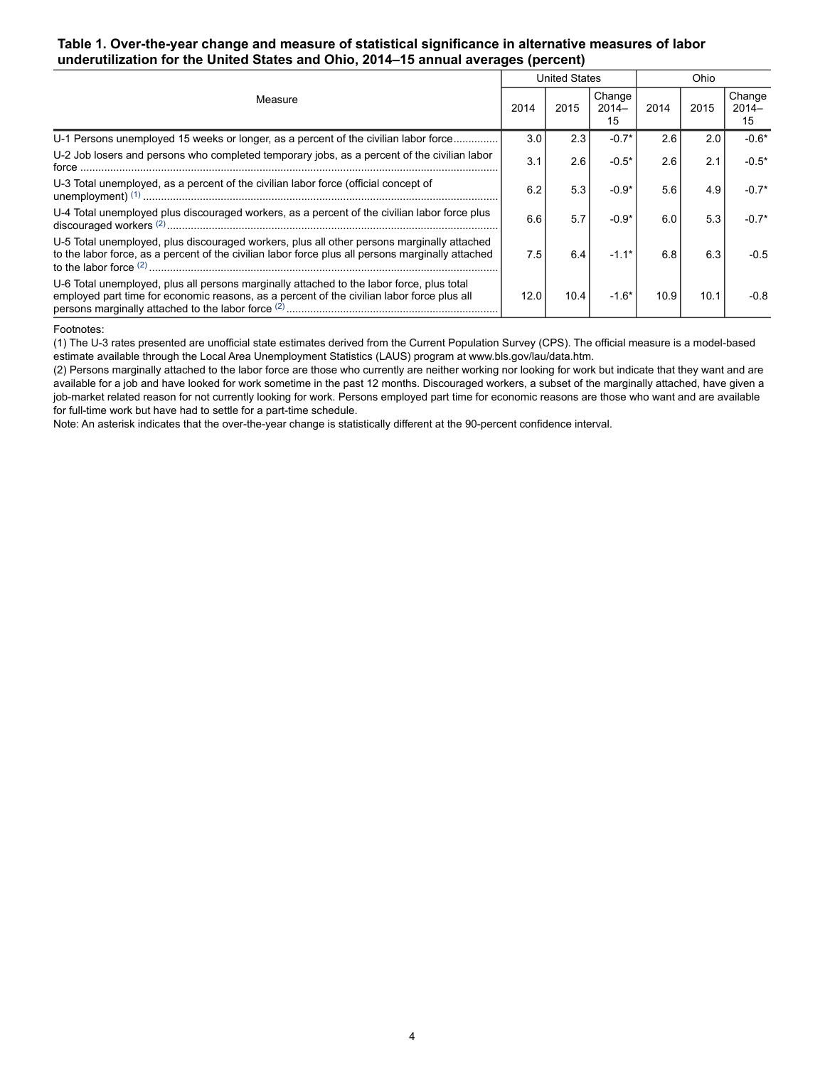**Table 1. Over-the-year change and measure of statistical significance in alternative measures of labor underutilization for the United States and Ohio, 2014–15 annual averages (percent)**

| Measure | United States | | | Ohio | | |
|---|---|---|---|---|---|---|
| | 2014 | 2015 | Change 2014–15 | 2014 | 2015 | Change 2014–15 |
| U-1 Persons unemployed 15 weeks or longer, as a percent of the civilian labor force | 3.0 | 2.3 | -0.7* | 2.6 | 2.0 | -0.6* |
| U-2 Job losers and persons who completed temporary jobs, as a percent of the civilian labor force | 3.1 | 2.6 | -0.5* | 2.6 | 2.1 | -0.5* |
| U-3 Total unemployed, as a percent of the civilian labor force (official concept of unemployment) (1) | 6.2 | 5.3 | -0.9* | 5.6 | 4.9 | -0.7* |
| U-4 Total unemployed plus discouraged workers, as a percent of the civilian labor force plus discouraged workers (2) | 6.6 | 5.7 | -0.9* | 6.0 | 5.3 | -0.7* |
| U-5 Total unemployed, plus discouraged workers, plus all other persons marginally attached to the labor force, as a percent of the civilian labor force plus all persons marginally attached to the labor force (2) | 7.5 | 6.4 | -1.1* | 6.8 | 6.3 | -0.5 |
| U-6 Total unemployed, plus all persons marginally attached to the labor force, plus total employed part time for economic reasons, as a percent of the civilian labor force plus all persons marginally attached to the labor force (2) | 12.0 | 10.4 | -1.6* | 10.9 | 10.1 | -0.8 |

Footnotes:

(1) The U-3 rates presented are unofficial state estimates derived from the Current Population Survey (CPS). The official measure is a model-based estimate available through the Local Area Unemployment Statistics (LAUS) program at www.bls.gov/lau/data.htm.

(2) Persons marginally attached to the labor force are those who currently are neither working nor looking for work but indicate that they want and are available for a job and have looked for work sometime in the past 12 months. Discouraged workers, a subset of the marginally attached, have given a job-market related reason for not currently looking for work. Persons employed part time for economic reasons are those who want and are available for full-time work but have had to settle for a part-time schedule.

Note: An asterisk indicates that the over-the-year change is statistically different at the 90-percent confidence interval.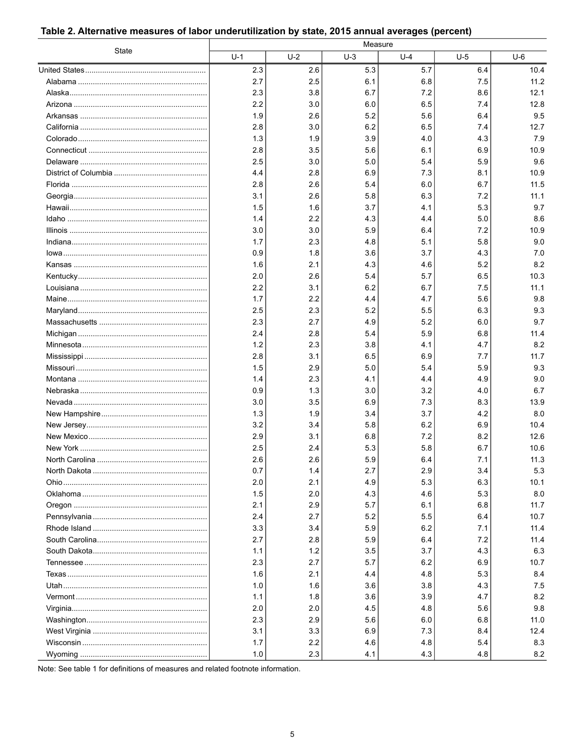**Table 2. Alternative measures of labor underutilization by state, 2015 annual averages (percent)**

| State | Measure | | | | | |
|---|---|---|---|---|---|---|
| | U-1 | U-2 | U-3 | U-4 | U-5 | U-6 |
| United States | 2.3 | 2.6 | 5.3 | 5.7 | 6.4 | 10.4 |
| Alabama | 2.7 | 2.5 | 6.1 | 6.8 | 7.5 | 11.2 |
| Alaska | 2.3 | 3.8 | 6.7 | 7.2 | 8.6 | 12.1 |
| Arizona | 2.2 | 3.0 | 6.0 | 6.5 | 7.4 | 12.8 |
| Arkansas | 1.9 | 2.6 | 5.2 | 5.6 | 6.4 | 9.5 |
| California | 2.8 | 3.0 | 6.2 | 6.5 | 7.4 | 12.7 |
| Colorado | 1.3 | 1.9 | 3.9 | 4.0 | 4.3 | 7.9 |
| Connecticut | 2.8 | 3.5 | 5.6 | 6.1 | 6.9 | 10.9 |
| Delaware | 2.5 | 3.0 | 5.0 | 5.4 | 5.9 | 9.6 |
| District of Columbia | 4.4 | 2.8 | 6.9 | 7.3 | 8.1 | 10.9 |
| Florida | 2.8 | 2.6 | 5.4 | 6.0 | 6.7 | 11.5 |
| Georgia | 3.1 | 2.6 | 5.8 | 6.3 | 7.2 | 11.1 |
| Hawaii | 1.5 | 1.6 | 3.7 | 4.1 | 5.3 | 9.7 |
| Idaho | 1.4 | 2.2 | 4.3 | 4.4 | 5.0 | 8.6 |
| Illinois | 3.0 | 3.0 | 5.9 | 6.4 | 7.2 | 10.9 |
| Indiana | 1.7 | 2.3 | 4.8 | 5.1 | 5.8 | 9.0 |
| Iowa | 0.9 | 1.8 | 3.6 | 3.7 | 4.3 | 7.0 |
| Kansas | 1.6 | 2.1 | 4.3 | 4.6 | 5.2 | 8.2 |
| Kentucky | 2.0 | 2.6 | 5.4 | 5.7 | 6.5 | 10.3 |
| Louisiana | 2.2 | 3.1 | 6.2 | 6.7 | 7.5 | 11.1 |
| Maine | 1.7 | 2.2 | 4.4 | 4.7 | 5.6 | 9.8 |
| Maryland | 2.5 | 2.3 | 5.2 | 5.5 | 6.3 | 9.3 |
| Massachusetts | 2.3 | 2.7 | 4.9 | 5.2 | 6.0 | 9.7 |
| Michigan | 2.4 | 2.8 | 5.4 | 5.9 | 6.8 | 11.4 |
| Minnesota | 1.2 | 2.3 | 3.8 | 4.1 | 4.7 | 8.2 |
| Mississippi | 2.8 | 3.1 | 6.5 | 6.9 | 7.7 | 11.7 |
| Missouri | 1.5 | 2.9 | 5.0 | 5.4 | 5.9 | 9.3 |
| Montana | 1.4 | 2.3 | 4.1 | 4.4 | 4.9 | 9.0 |
| Nebraska | 0.9 | 1.3 | 3.0 | 3.2 | 4.0 | 6.7 |
| Nevada | 3.0 | 3.5 | 6.9 | 7.3 | 8.3 | 13.9 |
| New Hampshire | 1.3 | 1.9 | 3.4 | 3.7 | 4.2 | 8.0 |
| New Jersey | 3.2 | 3.4 | 5.8 | 6.2 | 6.9 | 10.4 |
| New Mexico | 2.9 | 3.1 | 6.8 | 7.2 | 8.2 | 12.6 |
| New York | 2.5 | 2.4 | 5.3 | 5.8 | 6.7 | 10.6 |
| North Carolina | 2.6 | 2.6 | 5.9 | 6.4 | 7.1 | 11.3 |
| North Dakota | 0.7 | 1.4 | 2.7 | 2.9 | 3.4 | 5.3 |
| Ohio | 2.0 | 2.1 | 4.9 | 5.3 | 6.3 | 10.1 |
| Oklahoma | 1.5 | 2.0 | 4.3 | 4.6 | 5.3 | 8.0 |
| Oregon | 2.1 | 2.9 | 5.7 | 6.1 | 6.8 | 11.7 |
| Pennsylvania | 2.4 | 2.7 | 5.2 | 5.5 | 6.4 | 10.7 |
| Rhode Island | 3.3 | 3.4 | 5.9 | 6.2 | 7.1 | 11.4 |
| South Carolina | 2.7 | 2.8 | 5.9 | 6.4 | 7.2 | 11.4 |
| South Dakota | 1.1 | 1.2 | 3.5 | 3.7 | 4.3 | 6.3 |
| Tennessee | 2.3 | 2.7 | 5.7 | 6.2 | 6.9 | 10.7 |
| Texas | 1.6 | 2.1 | 4.4 | 4.8 | 5.3 | 8.4 |
| Utah | 1.0 | 1.6 | 3.6 | 3.8 | 4.3 | 7.5 |
| Vermont | 1.1 | 1.8 | 3.6 | 3.9 | 4.7 | 8.2 |
| Virginia | 2.0 | 2.0 | 4.5 | 4.8 | 5.6 | 9.8 |
| Washington | 2.3 | 2.9 | 5.6 | 6.0 | 6.8 | 11.0 |
| West Virginia | 3.1 | 3.3 | 6.9 | 7.3 | 8.4 | 12.4 |
| Wisconsin | 1.7 | 2.2 | 4.6 | 4.8 | 5.4 | 8.3 |
| Wyoming | 1.0 | 2.3 | 4.1 | 4.3 | 4.8 | 8.2 |

Note: See table 1 for definitions of measures and related footnote information.